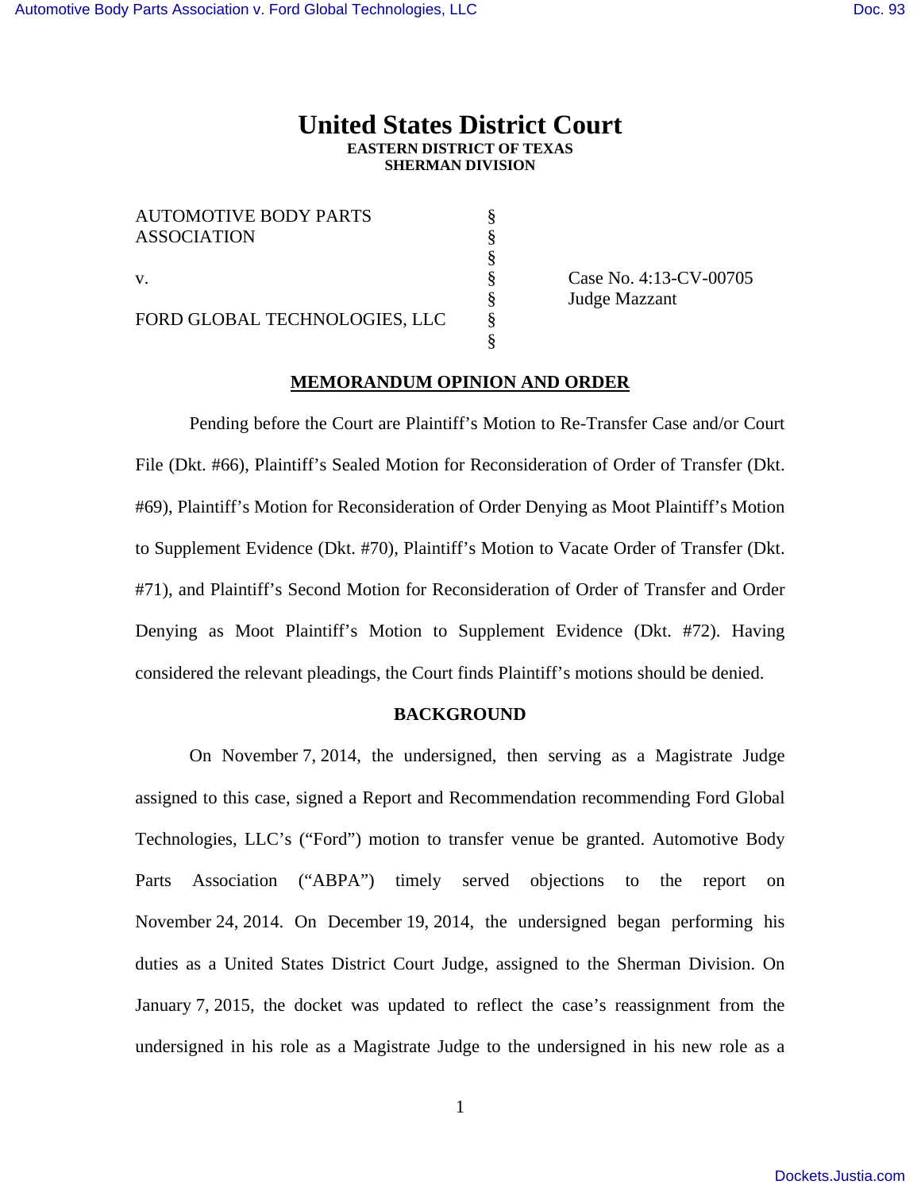# United States District Court

**EASTERN DISTRICT OF TEXAS**
**SHERMAN DIVISION**

| | | |
|---|---|---|
| AUTOMOTIVE BODY PARTS ASSOCIATION | § | |
| | § | |
| v. | § | Case No. 4:13-CV-00705 |
| | § | Judge Mazzant |
| FORD GLOBAL TECHNOLOGIES, LLC | § | |
| | § | |

**MEMORANDUM OPINION AND ORDER**

Pending before the Court are Plaintiff's Motion to Re-Transfer Case and/or Court File (Dkt. #66), Plaintiff's Sealed Motion for Reconsideration of Order of Transfer (Dkt. #69), Plaintiff's Motion for Reconsideration of Order Denying as Moot Plaintiff's Motion to Supplement Evidence (Dkt. #70), Plaintiff's Motion to Vacate Order of Transfer (Dkt. #71), and Plaintiff's Second Motion for Reconsideration of Order of Transfer and Order Denying as Moot Plaintiff's Motion to Supplement Evidence (Dkt. #72). Having considered the relevant pleadings, the Court finds Plaintiff's motions should be denied.

**BACKGROUND**

On November 7, 2014, the undersigned, then serving as a Magistrate Judge assigned to this case, signed a Report and Recommendation recommending Ford Global Technologies, LLC's ("Ford") motion to transfer venue be granted. Automotive Body Parts Association ("ABPA") timely served objections to the report on November 24, 2014. On December 19, 2014, the undersigned began performing his duties as a United States District Court Judge, assigned to the Sherman Division. On January 7, 2015, the docket was updated to reflect the case's reassignment from the undersigned in his role as a Magistrate Judge to the undersigned in his new role as a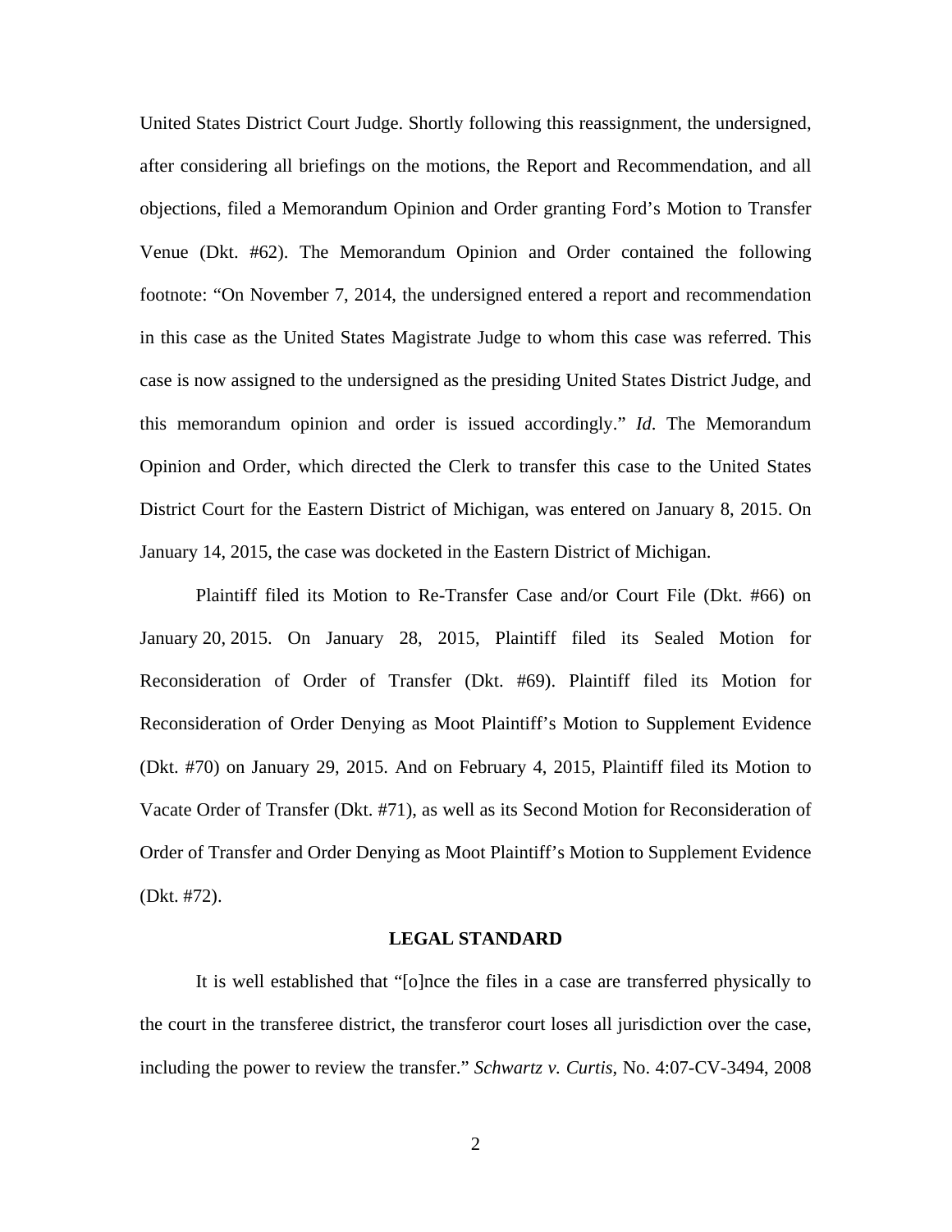United States District Court Judge. Shortly following this reassignment, the undersigned, after considering all briefings on the motions, the Report and Recommendation, and all objections, filed a Memorandum Opinion and Order granting Ford's Motion to Transfer Venue (Dkt. #62). The Memorandum Opinion and Order contained the following footnote: "On November 7, 2014, the undersigned entered a report and recommendation in this case as the United States Magistrate Judge to whom this case was referred. This case is now assigned to the undersigned as the presiding United States District Judge, and this memorandum opinion and order is issued accordingly." *Id*. The Memorandum Opinion and Order, which directed the Clerk to transfer this case to the United States District Court for the Eastern District of Michigan, was entered on January 8, 2015. On January 14, 2015, the case was docketed in the Eastern District of Michigan.

Plaintiff filed its Motion to Re-Transfer Case and/or Court File (Dkt. #66) on January 20, 2015. On January 28, 2015, Plaintiff filed its Sealed Motion for Reconsideration of Order of Transfer (Dkt. #69). Plaintiff filed its Motion for Reconsideration of Order Denying as Moot Plaintiff's Motion to Supplement Evidence (Dkt. #70) on January 29, 2015. And on February 4, 2015, Plaintiff filed its Motion to Vacate Order of Transfer (Dkt. #71), as well as its Second Motion for Reconsideration of Order of Transfer and Order Denying as Moot Plaintiff's Motion to Supplement Evidence (Dkt. #72).

## LEGAL STANDARD

It is well established that "[o]nce the files in a case are transferred physically to the court in the transferee district, the transferor court loses all jurisdiction over the case, including the power to review the transfer." *Schwartz v. Curtis*, No. 4:07-CV-3494, 2008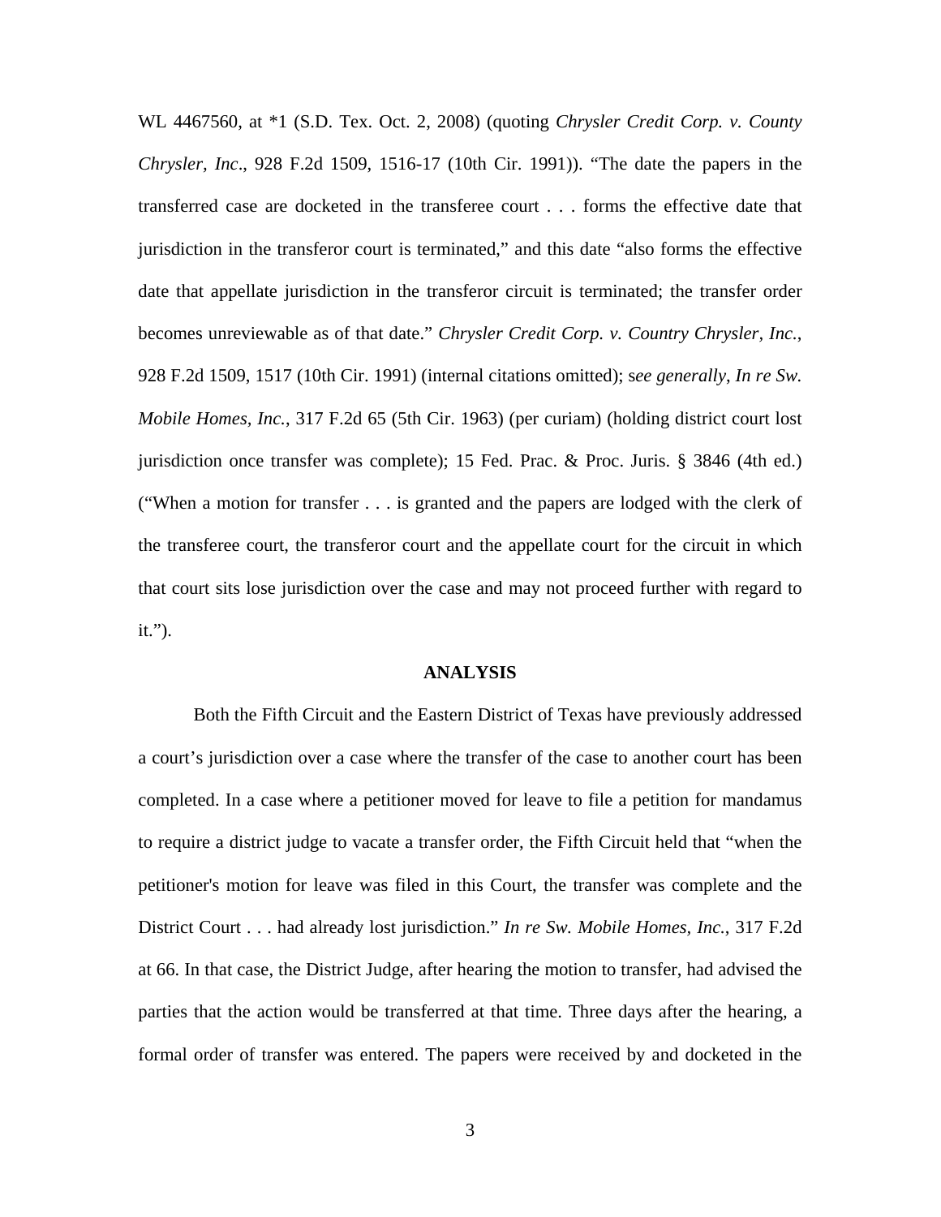WL 4467560, at *1 (S.D. Tex. Oct. 2, 2008) (quoting *Chrysler Credit Corp. v. County Chrysler, Inc*., 928 F.2d 1509, 1516-17 (10th Cir. 1991)). "The date the papers in the transferred case are docketed in the transferee court . . . forms the effective date that jurisdiction in the transferor court is terminated," and this date "also forms the effective date that appellate jurisdiction in the transferor circuit is terminated; the transfer order becomes unreviewable as of that date." *Chrysler Credit Corp. v. Country Chrysler, Inc.*, 928 F.2d 1509, 1517 (10th Cir. 1991) (internal citations omitted); s*ee generally*, *In re Sw. Mobile Homes, Inc.*, 317 F.2d 65 (5th Cir. 1963) (per curiam) (holding district court lost jurisdiction once transfer was complete); 15 Fed. Prac. & Proc. Juris. § 3846 (4th ed.) ("When a motion for transfer . . . is granted and the papers are lodged with the clerk of the transferee court, the transferor court and the appellate court for the circuit in which that court sits lose jurisdiction over the case and may not proceed further with regard to it.").

## ANALYSIS

Both the Fifth Circuit and the Eastern District of Texas have previously addressed a court's jurisdiction over a case where the transfer of the case to another court has been completed. In a case where a petitioner moved for leave to file a petition for mandamus to require a district judge to vacate a transfer order, the Fifth Circuit held that "when the petitioner's motion for leave was filed in this Court, the transfer was complete and the District Court . . . had already lost jurisdiction." *In re Sw. Mobile Homes, Inc.*, 317 F.2d at 66. In that case, the District Judge, after hearing the motion to transfer, had advised the parties that the action would be transferred at that time. Three days after the hearing, a formal order of transfer was entered. The papers were received by and docketed in the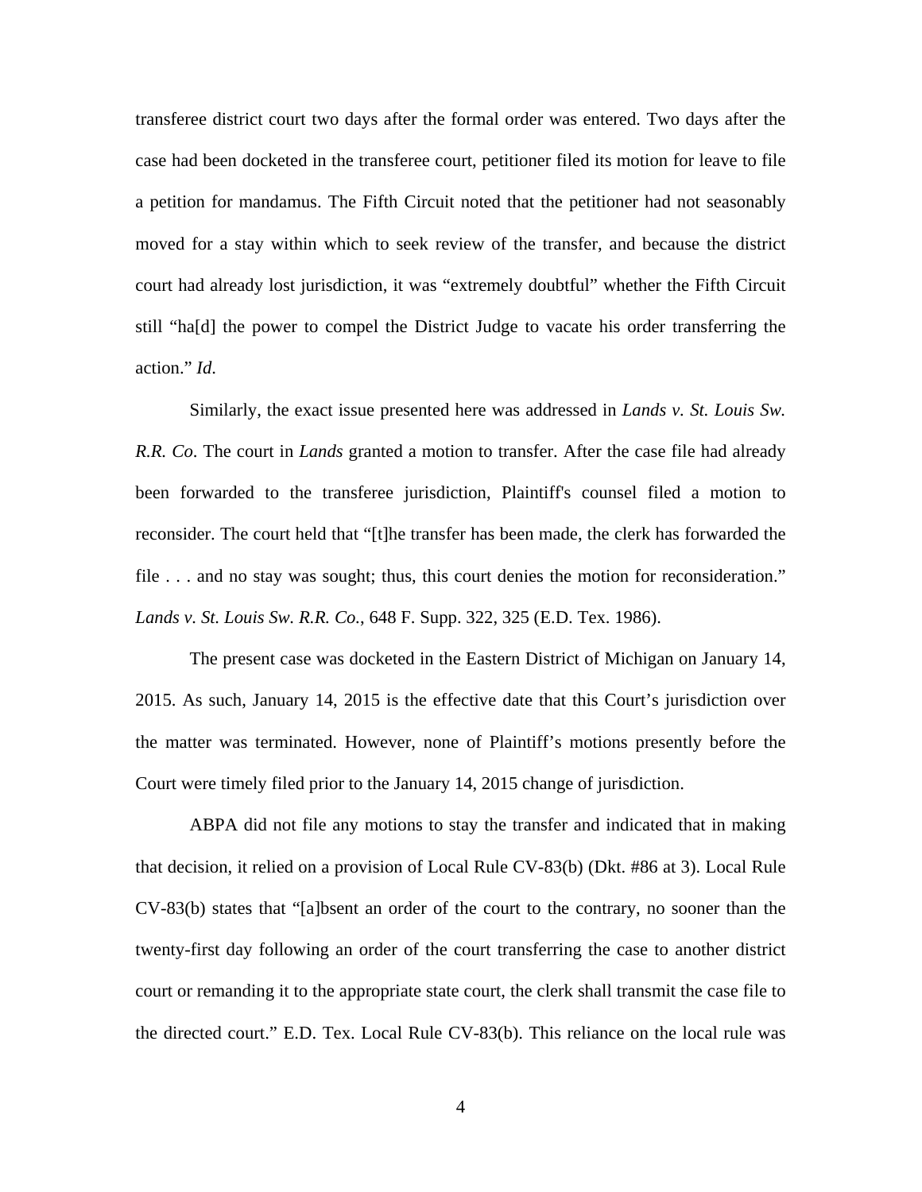transferee district court two days after the formal order was entered. Two days after the case had been docketed in the transferee court, petitioner filed its motion for leave to file a petition for mandamus. The Fifth Circuit noted that the petitioner had not seasonably moved for a stay within which to seek review of the transfer, and because the district court had already lost jurisdiction, it was "extremely doubtful" whether the Fifth Circuit still "ha[d] the power to compel the District Judge to vacate his order transferring the action." *Id.*

Similarly, the exact issue presented here was addressed in *Lands v. St. Louis Sw. R.R. Co*. The court in *Lands* granted a motion to transfer. After the case file had already been forwarded to the transferee jurisdiction, Plaintiff's counsel filed a motion to reconsider. The court held that "[t]he transfer has been made, the clerk has forwarded the file . . . and no stay was sought; thus, this court denies the motion for reconsideration." *Lands v. St. Louis Sw. R.R. Co.*, 648 F. Supp. 322, 325 (E.D. Tex. 1986).

The present case was docketed in the Eastern District of Michigan on January 14, 2015. As such, January 14, 2015 is the effective date that this Court's jurisdiction over the matter was terminated. However, none of Plaintiff's motions presently before the Court were timely filed prior to the January 14, 2015 change of jurisdiction.

ABPA did not file any motions to stay the transfer and indicated that in making that decision, it relied on a provision of Local Rule CV-83(b) (Dkt. #86 at 3). Local Rule CV-83(b) states that "[a]bsent an order of the court to the contrary, no sooner than the twenty-first day following an order of the court transferring the case to another district court or remanding it to the appropriate state court, the clerk shall transmit the case file to the directed court." E.D. Tex. Local Rule CV-83(b). This reliance on the local rule was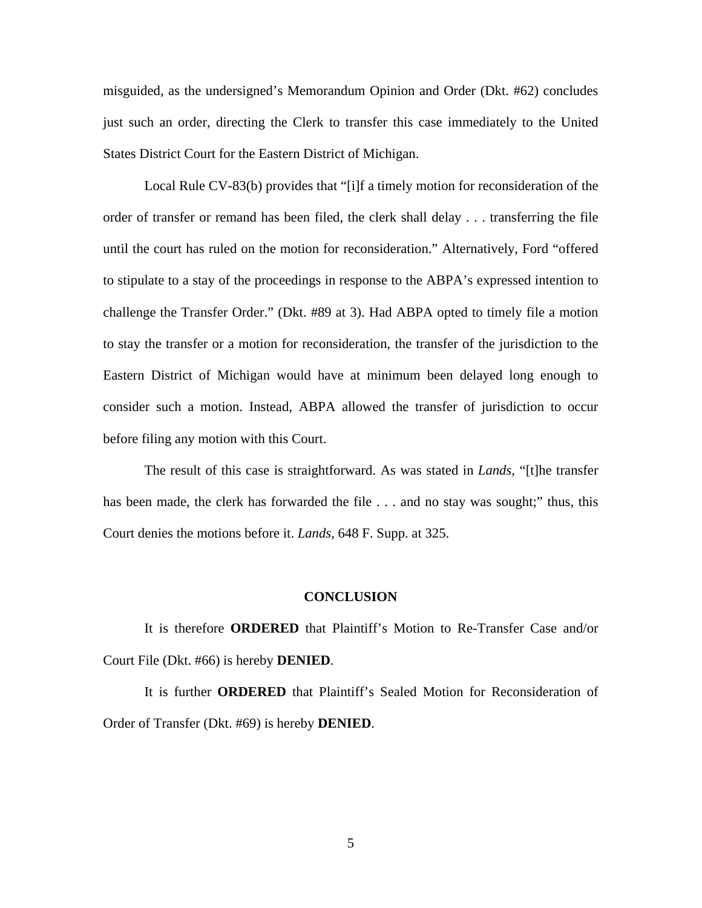misguided, as the undersigned's Memorandum Opinion and Order (Dkt. #62) concludes just such an order, directing the Clerk to transfer this case immediately to the United States District Court for the Eastern District of Michigan.

Local Rule CV-83(b) provides that "[i]f a timely motion for reconsideration of the order of transfer or remand has been filed, the clerk shall delay . . . transferring the file until the court has ruled on the motion for reconsideration." Alternatively, Ford "offered to stipulate to a stay of the proceedings in response to the ABPA's expressed intention to challenge the Transfer Order." (Dkt. #89 at 3). Had ABPA opted to timely file a motion to stay the transfer or a motion for reconsideration, the transfer of the jurisdiction to the Eastern District of Michigan would have at minimum been delayed long enough to consider such a motion. Instead, ABPA allowed the transfer of jurisdiction to occur before filing any motion with this Court.

The result of this case is straightforward. As was stated in *Lands*, "[t]he transfer has been made, the clerk has forwarded the file . . . and no stay was sought;" thus, this Court denies the motions before it. *Lands*, 648 F. Supp. at 325.

## CONCLUSION

It is therefore **ORDERED** that Plaintiff's Motion to Re-Transfer Case and/or Court File (Dkt. #66) is hereby **DENIED**.

It is further **ORDERED** that Plaintiff's Sealed Motion for Reconsideration of Order of Transfer (Dkt. #69) is hereby **DENIED**.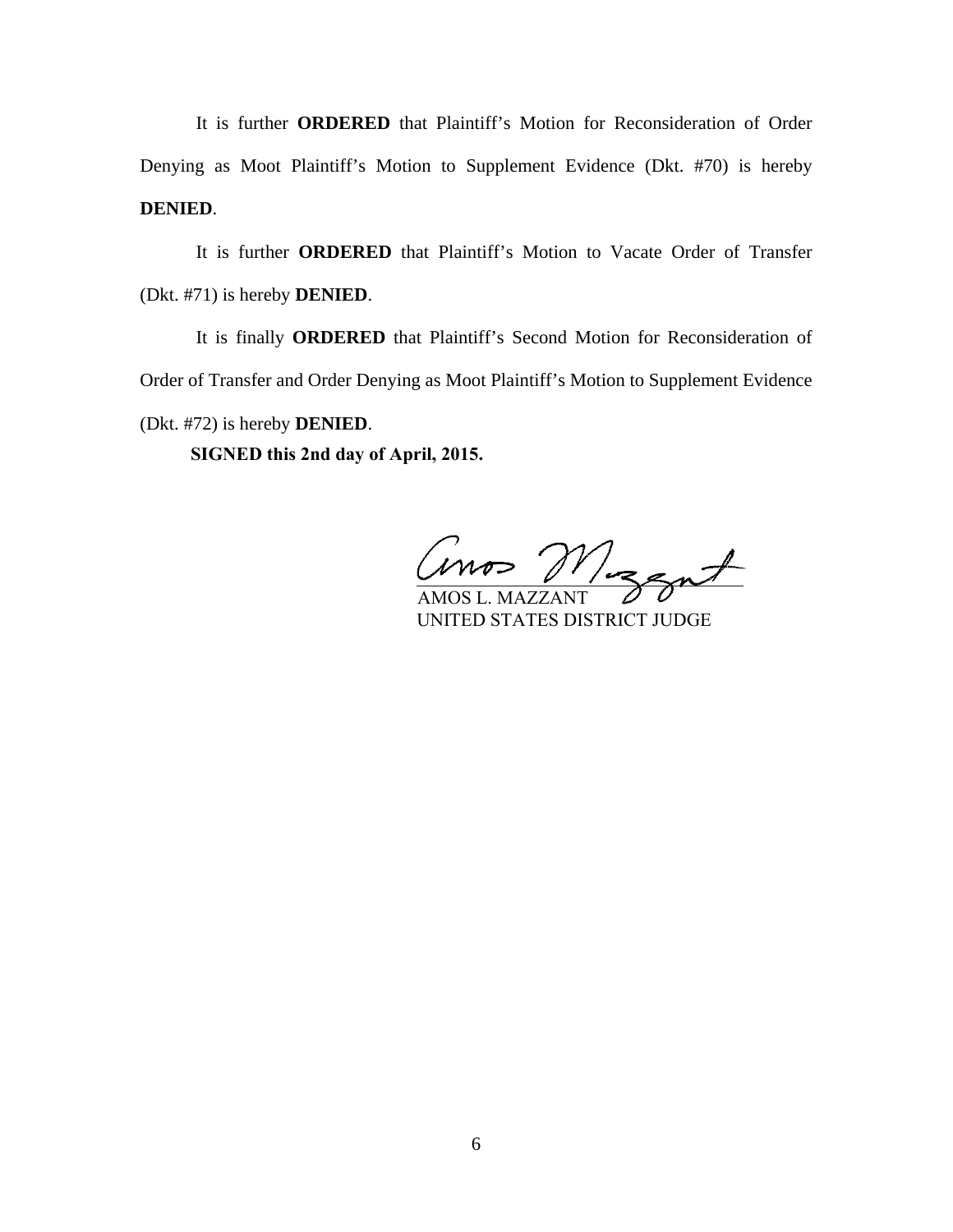It is further **ORDERED** that Plaintiff's Motion for Reconsideration of Order Denying as Moot Plaintiff's Motion to Supplement Evidence (Dkt. #70) is hereby **DENIED**.

It is further **ORDERED** that Plaintiff's Motion to Vacate Order of Transfer (Dkt. #71) is hereby **DENIED**.

It is finally **ORDERED** that Plaintiff's Second Motion for Reconsideration of Order of Transfer and Order Denying as Moot Plaintiff's Motion to Supplement Evidence (Dkt. #72) is hereby **DENIED**.

**SIGNED this 2nd day of April, 2015.**

AMOS L. MAZZANT
UNITED STATES DISTRICT JUDGE